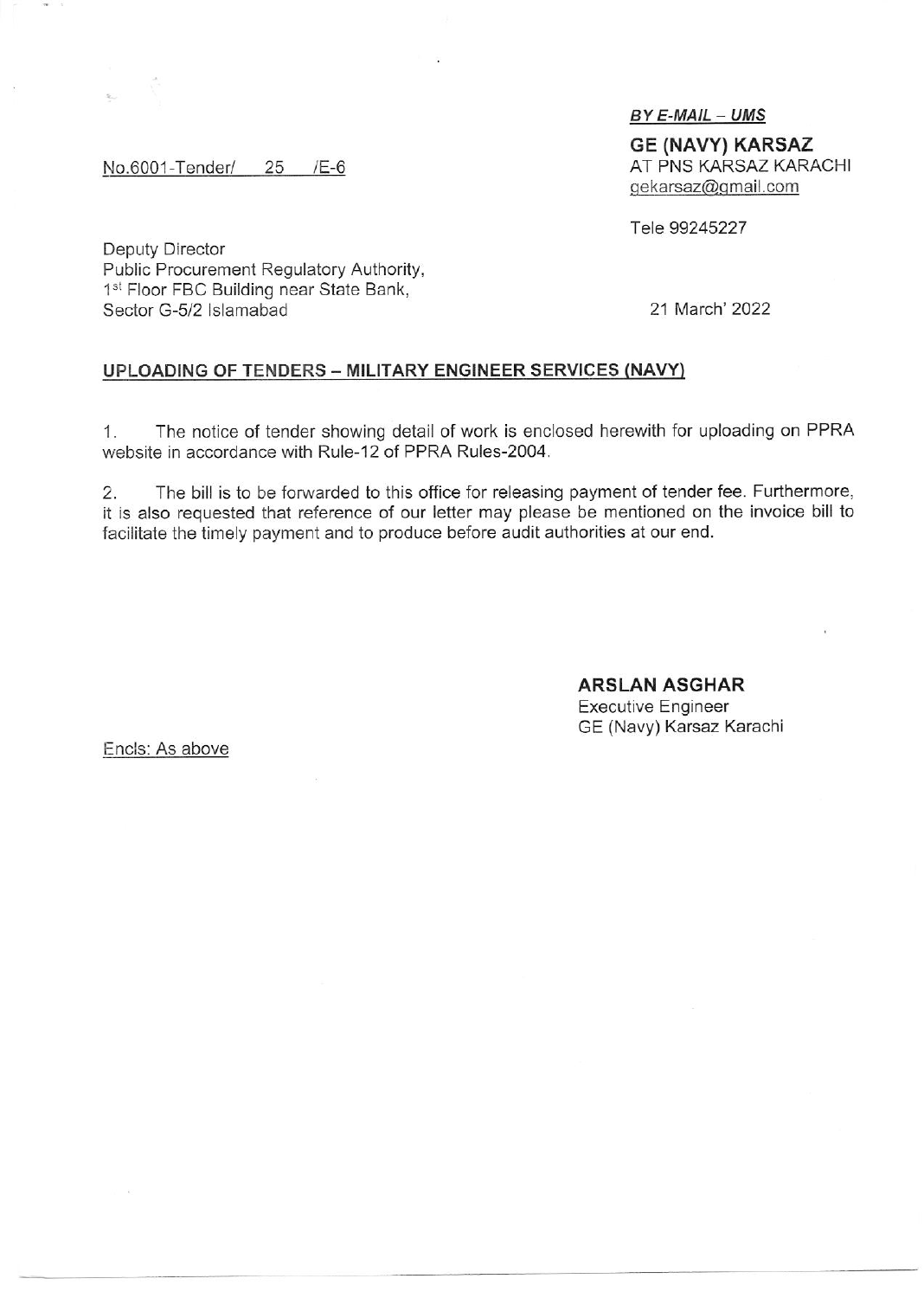***BY E-MAIL – UMS***

**GE (NAVY) KARSAZ**
AT PNS KARSAZ KARACHI
gekarsaz@gmail.com

No.6001-Tender/ 25 /E-6

Tele 99245227

Deputy Director
Public Procurement Regulatory Authority,
1st Floor FBC Building near State Bank,
Sector G-5/2 Islamabad

21 March' 2022

**UPLOADING OF TENDERS – MILITARY ENGINEER SERVICES (NAVY)**

1. The notice of tender showing detail of work is enclosed herewith for uploading on PPRA website in accordance with Rule-12 of PPRA Rules-2004.

2. The bill is to be forwarded to this office for releasing payment of tender fee. Furthermore, it is also requested that reference of our letter may please be mentioned on the invoice bill to facilitate the timely payment and to produce before audit authorities at our end.

**ARSLAN ASGHAR**
Executive Engineer
GE (Navy) Karsaz Karachi

Encls: As above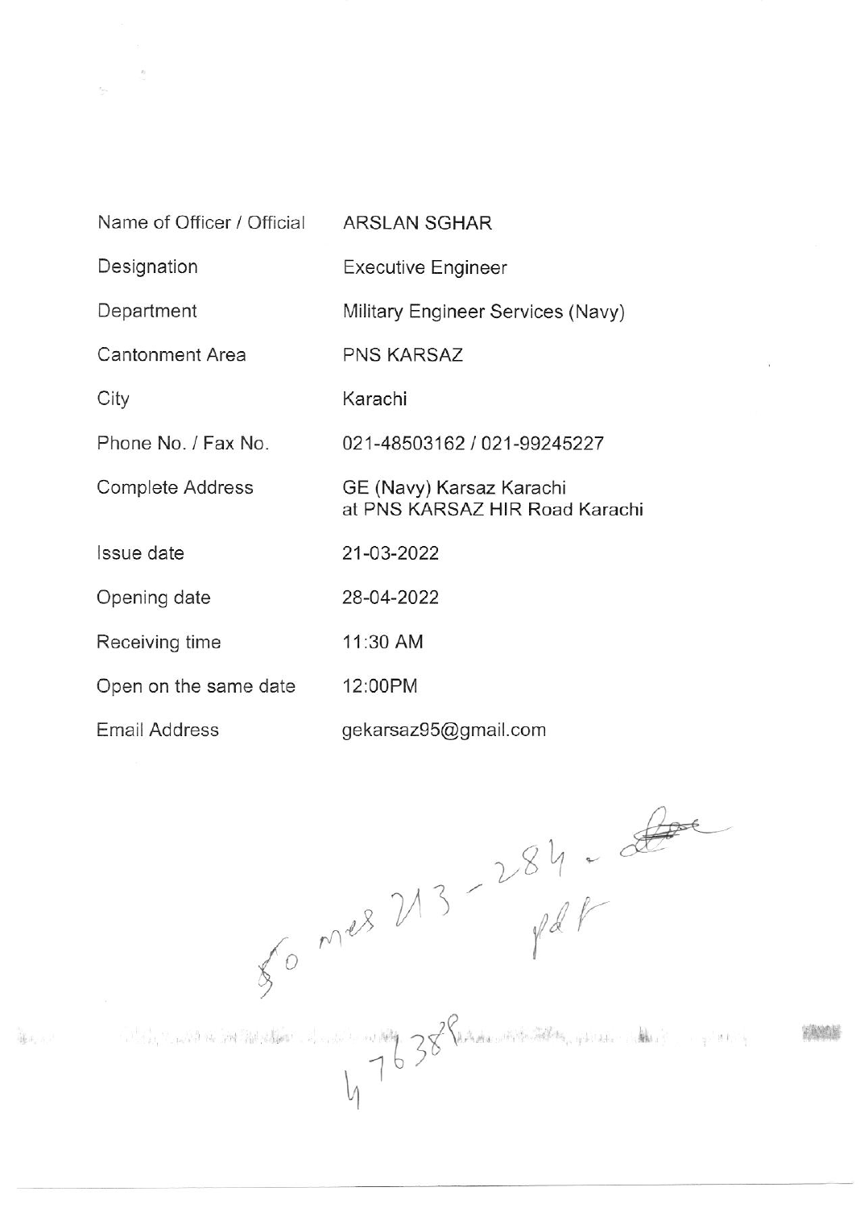| | |
|---|---|
| Name of Officer / Official | ARSLAN SGHAR |
| Designation | Executive Engineer |
| Department | Military Engineer Services (Navy) |
| Cantonment Area | PNS KARSAZ |
| City | Karachi |
| Phone No. / Fax No. | 021-48503162 / 021-99245227 |
| Complete Address | GE (Navy) Karsaz Karachi at PNS KARSAZ HIR Road Karachi |
| Issue date | 21-03-2022 |
| Opening date | 28-04-2022 |
| Receiving time | 11:30 AM |
| Open on the same date | 12:00PM |
| Email Address | gekarsaz95@gmail.com |

So mes 213 - 284 - pdf

47638